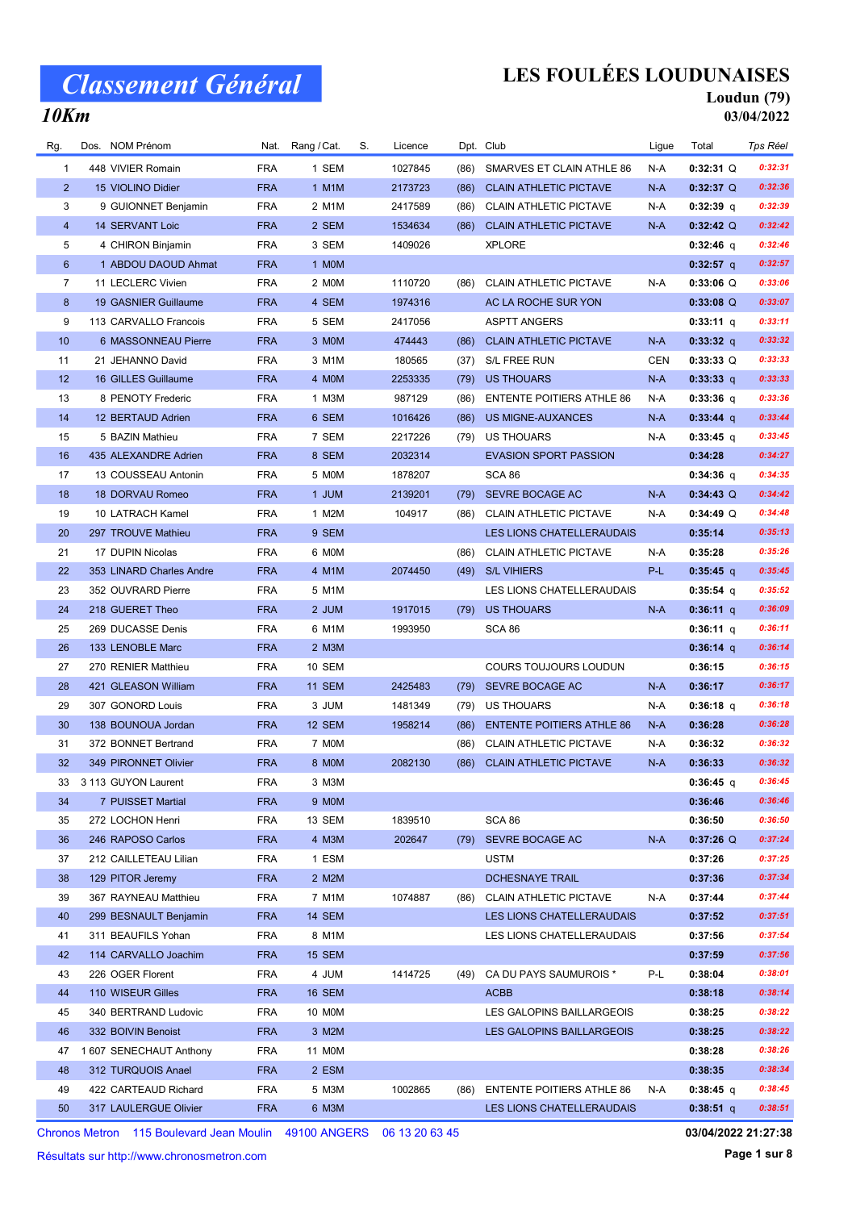# Classement Général

## 10Km

# LES FOULÉES LOUDUNAISES

**Loudun (79)**

**03/04/2022**

| Rg. | Dos. | NOM Prénom | Nat. | Rang / Cat. | S. | Licence | Dpt. | Club | Ligue | Total | Tps Réel |
|---|---|---|---|---|---|---|---|---|---|---|---|
| 1 | 448 | VIVIER Romain | FRA | 1 SEM | | 1027845 | (86) | SMARVES ET CLAIN ATHLE 86 | N-A | 0:32:31 Q | 0:32:31 |
| 2 | 15 | VIOLINO Didier | FRA | 1 M1M | | 2173723 | (86) | CLAIN ATHLETIC PICTAVE | N-A | 0:32:37 Q | 0:32:36 |
| 3 | 9 | GUIONNET Benjamin | FRA | 2 M1M | | 2417589 | (86) | CLAIN ATHLETIC PICTAVE | N-A | 0:32:39 q | 0:32:39 |
| 4 | 14 | SERVANT Loic | FRA | 2 SEM | | 1534634 | (86) | CLAIN ATHLETIC PICTAVE | N-A | 0:32:42 Q | 0:32:42 |
| 5 | 4 | CHIRON Binjamin | FRA | 3 SEM | | 1409026 | | XPLORE | | 0:32:46 q | 0:32:46 |
| 6 | 1 | ABDOU DAOUD Ahmat | FRA | 1 M0M | | | | | | 0:32:57 q | 0:32:57 |
| 7 | 11 | LECLERC Vivien | FRA | 2 M0M | | 1110720 | (86) | CLAIN ATHLETIC PICTAVE | N-A | 0:33:06 Q | 0:33:06 |
| 8 | 19 | GASNIER Guillaume | FRA | 4 SEM | | 1974316 | | AC LA ROCHE SUR YON | | 0:33:08 Q | 0:33:07 |
| 9 | 113 | CARVALLO Francois | FRA | 5 SEM | | 2417056 | | ASPTT ANGERS | | 0:33:11 q | 0:33:11 |
| 10 | 6 | MASSONNEAU Pierre | FRA | 3 M0M | | 474443 | (86) | CLAIN ATHLETIC PICTAVE | N-A | 0:33:32 q | 0:33:32 |
| 11 | 21 | JEHANNO David | FRA | 3 M1M | | 180565 | (37) | S/L FREE RUN | CEN | 0:33:33 Q | 0:33:33 |
| 12 | 16 | GILLES Guillaume | FRA | 4 M0M | | 2253335 | (79) | US THOUARS | N-A | 0:33:33 q | 0:33:33 |
| 13 | 8 | PENOTY Frederic | FRA | 1 M3M | | 987129 | (86) | ENTENTE POITIERS ATHLE 86 | N-A | 0:33:36 q | 0:33:36 |
| 14 | 12 | BERTAUD Adrien | FRA | 6 SEM | | 1016426 | (86) | US MIGNE-AUXANCES | N-A | 0:33:44 q | 0:33:44 |
| 15 | 5 | BAZIN Mathieu | FRA | 7 SEM | | 2217226 | (79) | US THOUARS | N-A | 0:33:45 q | 0:33:45 |
| 16 | 435 | ALEXANDRE Adrien | FRA | 8 SEM | | 2032314 | | EVASION SPORT PASSION | | 0:34:28 | 0:34:27 |
| 17 | 13 | COUSSEAU Antonin | FRA | 5 M0M | | 1878207 | | SCA 86 | | 0:34:36 q | 0:34:35 |
| 18 | 18 | DORVAU Romeo | FRA | 1 JUM | | 2139201 | (79) | SEVRE BOCAGE AC | N-A | 0:34:43 Q | 0:34:42 |
| 19 | 10 | LATRACH Kamel | FRA | 1 M2M | | 104917 | (86) | CLAIN ATHLETIC PICTAVE | N-A | 0:34:49 Q | 0:34:48 |
| 20 | 297 | TROUVE Mathieu | FRA | 9 SEM | | | | LES LIONS CHATELLERAUDAIS | | 0:35:14 | 0:35:13 |
| 21 | 17 | DUPIN Nicolas | FRA | 6 M0M | | | (86) | CLAIN ATHLETIC PICTAVE | N-A | 0:35:28 | 0:35:26 |
| 22 | 353 | LINARD Charles Andre | FRA | 4 M1M | | 2074450 | (49) | S/L VIHIERS | P-L | 0:35:45 q | 0:35:45 |
| 23 | 352 | OUVRARD Pierre | FRA | 5 M1M | | | | LES LIONS CHATELLERAUDAIS | | 0:35:54 q | 0:35:52 |
| 24 | 218 | GUERET Theo | FRA | 2 JUM | | 1917015 | (79) | US THOUARS | N-A | 0:36:11 q | 0:36:09 |
| 25 | 269 | DUCASSE Denis | FRA | 6 M1M | | 1993950 | | SCA 86 | | 0:36:11 q | 0:36:11 |
| 26 | 133 | LENOBLE Marc | FRA | 2 M3M | | | | | | 0:36:14 q | 0:36:14 |
| 27 | 270 | RENIER Matthieu | FRA | 10 SEM | | | | COURS TOUJOURS LOUDUN | | 0:36:15 | 0:36:15 |
| 28 | 421 | GLEASON William | FRA | 11 SEM | | 2425483 | (79) | SEVRE BOCAGE AC | N-A | 0:36:17 | 0:36:17 |
| 29 | 307 | GONORD Louis | FRA | 3 JUM | | 1481349 | (79) | US THOUARS | N-A | 0:36:18 q | 0:36:18 |
| 30 | 138 | BOUNOUA Jordan | FRA | 12 SEM | | 1958214 | (86) | ENTENTE POITIERS ATHLE 86 | N-A | 0:36:28 | 0:36:28 |
| 31 | 372 | BONNET Bertrand | FRA | 7 M0M | | | (86) | CLAIN ATHLETIC PICTAVE | N-A | 0:36:32 | 0:36:32 |
| 32 | 349 | PIRONNET Olivier | FRA | 8 M0M | | 2082130 | (86) | CLAIN ATHLETIC PICTAVE | N-A | 0:36:33 | 0:36:32 |
| 33 | 3 113 | GUYON Laurent | FRA | 3 M3M | | | | | | 0:36:45 q | 0:36:45 |
| 34 | 7 | PUISSET Martial | FRA | 9 M0M | | | | | | 0:36:46 | 0:36:46 |
| 35 | 272 | LOCHON Henri | FRA | 13 SEM | | 1839510 | | SCA 86 | | 0:36:50 | 0:36:50 |
| 36 | 246 | RAPOSO Carlos | FRA | 4 M3M | | 202647 | (79) | SEVRE BOCAGE AC | N-A | 0:37:26 Q | 0:37:24 |
| 37 | 212 | CAILLETEAU Lilian | FRA | 1 ESM | | | | USTM | | 0:37:26 | 0:37:25 |
| 38 | 129 | PITOR Jeremy | FRA | 2 M2M | | | | DCHESNAYE TRAIL | | 0:37:36 | 0:37:34 |
| 39 | 367 | RAYNEAU Matthieu | FRA | 7 M1M | | 1074887 | (86) | CLAIN ATHLETIC PICTAVE | N-A | 0:37:44 | 0:37:44 |
| 40 | 299 | BESNAULT Benjamin | FRA | 14 SEM | | | | LES LIONS CHATELLERAUDAIS | | 0:37:52 | 0:37:51 |
| 41 | 311 | BEAUFILS Yohan | FRA | 8 M1M | | | | LES LIONS CHATELLERAUDAIS | | 0:37:56 | 0:37:54 |
| 42 | 114 | CARVALLO Joachim | FRA | 15 SEM | | | | | | 0:37:59 | 0:37:56 |
| 43 | 226 | OGER Florent | FRA | 4 JUM | | 1414725 | (49) | CA DU PAYS SAUMUROIS * | P-L | 0:38:04 | 0:38:01 |
| 44 | 110 | WISEUR Gilles | FRA | 16 SEM | | | | ACBB | | 0:38:18 | 0:38:14 |
| 45 | 340 | BERTRAND Ludovic | FRA | 10 M0M | | | | LES GALOPINS BAILLARGEOIS | | 0:38:25 | 0:38:22 |
| 46 | 332 | BOIVIN Benoist | FRA | 3 M2M | | | | LES GALOPINS BAILLARGEOIS | | 0:38:25 | 0:38:22 |
| 47 | 1 607 | SENECHAUT Anthony | FRA | 11 M0M | | | | | | 0:38:28 | 0:38:26 |
| 48 | 312 | TURQUOIS Anael | FRA | 2 ESM | | | | | | 0:38:35 | 0:38:34 |
| 49 | 422 | CARTEAUD Richard | FRA | 5 M3M | | 1002865 | (86) | ENTENTE POITIERS ATHLE 86 | N-A | 0:38:45 q | 0:38:45 |
| 50 | 317 | LAULERGUE Olivier | FRA | 6 M3M | | | | LES LIONS CHATELLERAUDAIS | | 0:38:51 q | 0:38:51 |

Chronos Metron 115 Boulevard Jean Moulin 49100 ANGERS 06 13 20 63 45

03/04/2022 21:27:38

Résultats sur http://www.chronosmetron.com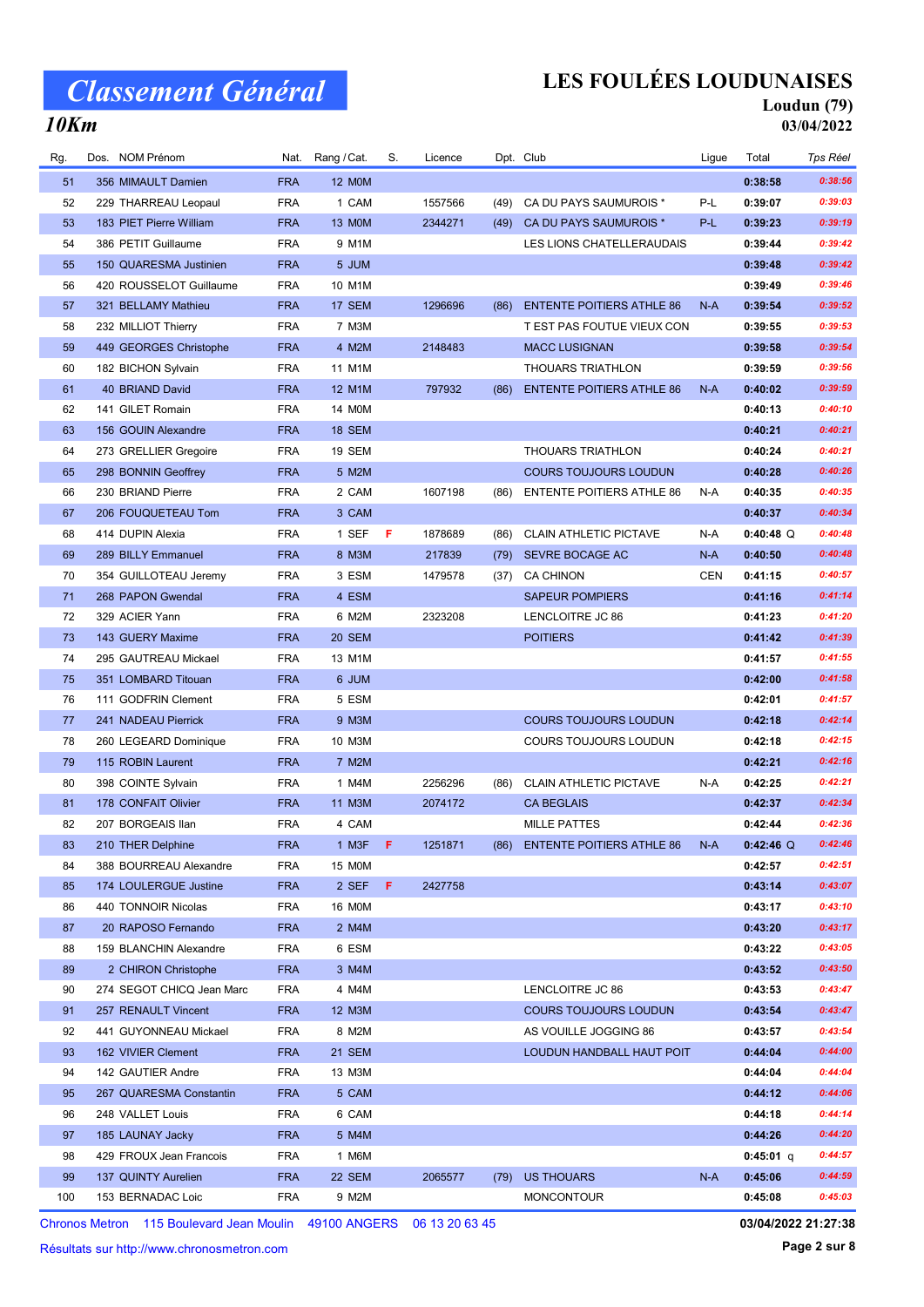# Classement Général

## 10Km

# LES FOULÉES LOUDUNAISES

**Loudun (79)**
**03/04/2022**

| Rg. | Dos. | NOM Prénom | Nat. | Rang / Cat. | S. | Licence | Dpt. | Club | Ligue | Total | Tps Réel |
|---|---|---|---|---|---|---|---|---|---|---|---|
| 51 | 356 | MIMAULT Damien | FRA | 12 M0M | | | | | | 0:38:58 | 0:38:56 |
| 52 | 229 | THARREAU Leopaul | FRA | 1 CAM | | 1557566 | (49) | CA DU PAYS SAUMUROIS * | P-L | 0:39:07 | 0:39:03 |
| 53 | 183 | PIET Pierre William | FRA | 13 M0M | | 2344271 | (49) | CA DU PAYS SAUMUROIS * | P-L | 0:39:23 | 0:39:19 |
| 54 | 386 | PETIT Guillaume | FRA | 9 M1M | | | | LES LIONS CHATELLERAUDAIS | | 0:39:44 | 0:39:42 |
| 55 | 150 | QUARESMA Justinien | FRA | 5 JUM | | | | | | 0:39:48 | 0:39:42 |
| 56 | 420 | ROUSSELOT Guillaume | FRA | 10 M1M | | | | | | 0:39:49 | 0:39:46 |
| 57 | 321 | BELLAMY Mathieu | FRA | 17 SEM | | 1296696 | (86) | ENTENTE POITIERS ATHLE 86 | N-A | 0:39:54 | 0:39:52 |
| 58 | 232 | MILLIOT Thierry | FRA | 7 M3M | | | | T EST PAS FOUTUE VIEUX CON | | 0:39:55 | 0:39:53 |
| 59 | 449 | GEORGES Christophe | FRA | 4 M2M | | 2148483 | | MACC LUSIGNAN | | 0:39:58 | 0:39:54 |
| 60 | 182 | BICHON Sylvain | FRA | 11 M1M | | | | THOUARS TRIATHLON | | 0:39:59 | 0:39:56 |
| 61 | 40 | BRIAND David | FRA | 12 M1M | | 797932 | (86) | ENTENTE POITIERS ATHLE 86 | N-A | 0:40:02 | 0:39:59 |
| 62 | 141 | GILET Romain | FRA | 14 M0M | | | | | | 0:40:13 | 0:40:10 |
| 63 | 156 | GOUIN Alexandre | FRA | 18 SEM | | | | | | 0:40:21 | 0:40:21 |
| 64 | 273 | GRELLIER Gregoire | FRA | 19 SEM | | | | THOUARS TRIATHLON | | 0:40:24 | 0:40:21 |
| 65 | 298 | BONNIN Geoffrey | FRA | 5 M2M | | | | COURS TOUJOURS LOUDUN | | 0:40:28 | 0:40:26 |
| 66 | 230 | BRIAND Pierre | FRA | 2 CAM | | 1607198 | (86) | ENTENTE POITIERS ATHLE 86 | N-A | 0:40:35 | 0:40:35 |
| 67 | 206 | FOUQUETEAU Tom | FRA | 3 CAM | | | | | | 0:40:37 | 0:40:34 |
| 68 | 414 | DUPIN Alexia | FRA | 1 SEF | F | 1878689 | (86) | CLAIN ATHLETIC PICTAVE | N-A | 0:40:48 Q | 0:40:48 |
| 69 | 289 | BILLY Emmanuel | FRA | 8 M3M | | 217839 | (79) | SEVRE BOCAGE AC | N-A | 0:40:50 | 0:40:48 |
| 70 | 354 | GUILLOTEAU Jeremy | FRA | 3 ESM | | 1479578 | (37) | CA CHINON | CEN | 0:41:15 | 0:40:57 |
| 71 | 268 | PAPON Gwendal | FRA | 4 ESM | | | | SAPEUR POMPIERS | | 0:41:16 | 0:41:14 |
| 72 | 329 | ACIER Yann | FRA | 6 M2M | | 2323208 | | LENCLOITRE JC 86 | | 0:41:23 | 0:41:20 |
| 73 | 143 | GUERY Maxime | FRA | 20 SEM | | | | POITIERS | | 0:41:42 | 0:41:39 |
| 74 | 295 | GAUTREAU Mickael | FRA | 13 M1M | | | | | | 0:41:57 | 0:41:55 |
| 75 | 351 | LOMBARD Titouan | FRA | 6 JUM | | | | | | 0:42:00 | 0:41:58 |
| 76 | 111 | GODFRIN Clement | FRA | 5 ESM | | | | | | 0:42:01 | 0:41:57 |
| 77 | 241 | NADEAU Pierrick | FRA | 9 M3M | | | | COURS TOUJOURS LOUDUN | | 0:42:18 | 0:42:14 |
| 78 | 260 | LEGEARD Dominique | FRA | 10 M3M | | | | COURS TOUJOURS LOUDUN | | 0:42:18 | 0:42:15 |
| 79 | 115 | ROBIN Laurent | FRA | 7 M2M | | | | | | 0:42:21 | 0:42:16 |
| 80 | 398 | COINTE Sylvain | FRA | 1 M4M | | 2256296 | (86) | CLAIN ATHLETIC PICTAVE | N-A | 0:42:25 | 0:42:21 |
| 81 | 178 | CONFAIT Olivier | FRA | 11 M3M | | 2074172 | | CA BEGLAIS | | 0:42:37 | 0:42:34 |
| 82 | 207 | BORGEAIS Ilan | FRA | 4 CAM | | | | MILLE PATTES | | 0:42:44 | 0:42:36 |
| 83 | 210 | THER Delphine | FRA | 1 M3F | F | 1251871 | (86) | ENTENTE POITIERS ATHLE 86 | N-A | 0:42:46 Q | 0:42:46 |
| 84 | 388 | BOURREAU Alexandre | FRA | 15 M0M | | | | | | 0:42:57 | 0:42:51 |
| 85 | 174 | LOULERGUE Justine | FRA | 2 SEF | F | 2427758 | | | | 0:43:14 | 0:43:07 |
| 86 | 440 | TONNOIR Nicolas | FRA | 16 M0M | | | | | | 0:43:17 | 0:43:10 |
| 87 | 20 | RAPOSO Fernando | FRA | 2 M4M | | | | | | 0:43:20 | 0:43:17 |
| 88 | 159 | BLANCHIN Alexandre | FRA | 6 ESM | | | | | | 0:43:22 | 0:43:05 |
| 89 | 2 | CHIRON Christophe | FRA | 3 M4M | | | | | | 0:43:52 | 0:43:50 |
| 90 | 274 | SEGOT CHICQ Jean Marc | FRA | 4 M4M | | | | LENCLOITRE JC 86 | | 0:43:53 | 0:43:47 |
| 91 | 257 | RENAULT Vincent | FRA | 12 M3M | | | | COURS TOUJOURS LOUDUN | | 0:43:54 | 0:43:47 |
| 92 | 441 | GUYONNEAU Mickael | FRA | 8 M2M | | | | AS VOUILLE JOGGING 86 | | 0:43:57 | 0:43:54 |
| 93 | 162 | VIVIER Clement | FRA | 21 SEM | | | | LOUDUN HANDBALL HAUT POIT | | 0:44:04 | 0:44:00 |
| 94 | 142 | GAUTIER Andre | FRA | 13 M3M | | | | | | 0:44:04 | 0:44:04 |
| 95 | 267 | QUARESMA Constantin | FRA | 5 CAM | | | | | | 0:44:12 | 0:44:06 |
| 96 | 248 | VALLET Louis | FRA | 6 CAM | | | | | | 0:44:18 | 0:44:14 |
| 97 | 185 | LAUNAY Jacky | FRA | 5 M4M | | | | | | 0:44:26 | 0:44:20 |
| 98 | 429 | FROUX Jean Francois | FRA | 1 M6M | | | | | | 0:45:01 q | 0:44:57 |
| 99 | 137 | QUINTY Aurelien | FRA | 22 SEM | | 2065577 | (79) | US THOUARS | N-A | 0:45:06 | 0:44:59 |
| 100 | 153 | BERNADAC Loic | FRA | 9 M2M | | | | MONCONTOUR | | 0:45:08 | 0:45:03 |

Chronos Metron 115 Boulevard Jean Moulin 49100 ANGERS 06 13 20 63 45

Résultats sur http://www.chronosmetron.com

03/04/2022 21:27:38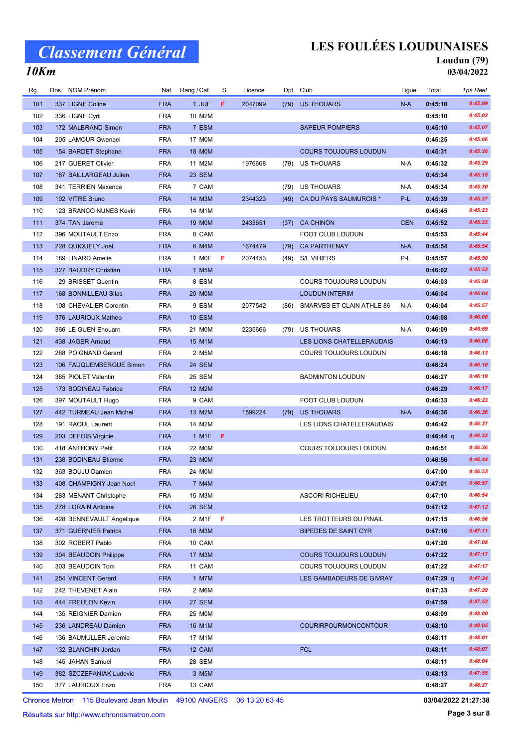# Classement Général

## 10Km

## LES FOULÉES LOUDUNAISES

**Loudun (79)**

**03/04/2022**

| Rg. | Dos. | NOM Prénom | Nat. | Rang / Cat. | S. | Licence | Dpt. | Club | Ligue | Total | Tps Réel |
|---|---|---|---|---|---|---|---|---|---|---|---|
| 101 | 337 | LIGNE Coline | FRA | 1 JUF | F | 2047099 | (79) | US THOUARS | N-A | 0:45:10 | 0:45:09 |
| 102 | 336 | LIGNE Cyril | FRA | 10 M2M | | | | | | 0:45:10 | 0:45:02 |
| 103 | 172 | MALBRAND Simon | FRA | 7 ESM | | | | SAPEUR POMPIERS | | 0:45:10 | 0:45:07 |
| 104 | 205 | LAMOUR Gwenael | FRA | 17 M0M | | | | | | 0:45:25 | 0:45:06 |
| 105 | 154 | BARDET Stephane | FRA | 18 M0M | | | | COURS TOUJOURS LOUDUN | | 0:45:31 | 0:45:28 |
| 106 | 217 | GUERET Olivier | FRA | 11 M2M | | 1976668 | (79) | US THOUARS | N-A | 0:45:32 | 0:45:29 |
| 107 | 187 | BAILLARGEAU Julien | FRA | 23 SEM | | | | | | 0:45:34 | 0:45:15 |
| 108 | 341 | TERRIEN Maxence | FRA | 7 CAM | | | (79) | US THOUARS | N-A | 0:45:34 | 0:45:30 |
| 109 | 102 | VITRE Bruno | FRA | 14 M3M | | 2344323 | (49) | CA DU PAYS SAUMUROIS * | P-L | 0:45:39 | 0:45:27 |
| 110 | 123 | BRANCO NUNES Kevin | FRA | 14 M1M | | | | | | 0:45:45 | 0:45:23 |
| 111 | 374 | TAN Jerome | FRA | 19 M0M | | 2433651 | (37) | CA CHINON | CEN | 0:45:52 | 0:45:33 |
| 112 | 396 | MOUTAULT Enzo | FRA | 8 CAM | | | | FOOT CLUB LOUDUN | | 0:45:53 | 0:45:44 |
| 113 | 228 | QUIQUELY Joel | FRA | 6 M4M | | 1674479 | (79) | CA PARTHENAY | N-A | 0:45:54 | 0:45:54 |
| 114 | 189 | LINARD Amelie | FRA | 1 M0F | F | 2074453 | (49) | S/L VIHIERS | P-L | 0:45:57 | 0:45:50 |
| 115 | 327 | BAUDRY Christian | FRA | 1 M5M | | | | | | 0:46:02 | 0:45:53 |
| 116 | 29 | BRISSET Quentin | FRA | 8 ESM | | | | COURS TOUJOURS LOUDUN | | 0:46:03 | 0:45:50 |
| 117 | 168 | BONNILLEAU Silas | FRA | 20 M0M | | | | LOUDUN INTERIM | | 0:46:04 | 0:46:04 |
| 118 | 108 | CHEVALIER Corentin | FRA | 9 ESM | | 2077542 | (86) | SMARVES ET CLAIN ATHLE 86 | N-A | 0:46:04 | 0:45:57 |
| 119 | 376 | LAURIOUX Matheo | FRA | 10 ESM | | | | | | 0:46:08 | 0:46:08 |
| 120 | 366 | LE GUEN Ehouarn | FRA | 21 M0M | | 2235666 | (79) | US THOUARS | N-A | 0:46:09 | 0:45:59 |
| 121 | 438 | JAGER Arnaud | FRA | 15 M1M | | | | LES LIONS CHATELLERAUDAIS | | 0:46:13 | 0:46:08 |
| 122 | 288 | POIGNAND Gerard | FRA | 2 M5M | | | | COURS TOUJOURS LOUDUN | | 0:46:18 | 0:46:13 |
| 123 | 106 | FAUQUEMBERGUE Simon | FRA | 24 SEM | | | | | | 0:46:24 | 0:46:10 |
| 124 | 385 | PIOLET Valentin | FRA | 25 SEM | | | | BADMINTON LOUDUN | | 0:46:27 | 0:46:19 |
| 125 | 173 | BODINEAU Fabrice | FRA | 12 M2M | | | | | | 0:46:29 | 0:46:17 |
| 126 | 397 | MOUTAULT Hugo | FRA | 9 CAM | | | | FOOT CLUB LOUDUN | | 0:46:33 | 0:46:23 |
| 127 | 442 | TURMEAU Jean Michel | FRA | 13 M2M | | 1599224 | (79) | US THOUARS | N-A | 0:46:36 | 0:46:26 |
| 128 | 191 | RAOUL Laurent | FRA | 14 M2M | | | | LES LIONS CHATELLERAUDAIS | | 0:46:42 | 0:46:27 |
| 129 | 203 | DEFOIS Virginie | FRA | 1 M1F | F | | | | | 0:46:44 q | 0:46:33 |
| 130 | 418 | ANTHONY Petit | FRA | 22 M0M | | | | COURS TOUJOURS LOUDUN | | 0:46:51 | 0:46:36 |
| 131 | 238 | BODINEAU Etienne | FRA | 23 M0M | | | | | | 0:46:56 | 0:46:44 |
| 132 | 363 | BOUJU Damien | FRA | 24 M0M | | | | | | 0:47:00 | 0:46:53 |
| 133 | 408 | CHAMPIGNY Jean Noel | FRA | 7 M4M | | | | | | 0:47:01 | 0:46:57 |
| 134 | 283 | MENANT Christophe | FRA | 15 M3M | | | | ASCORI RICHELIEU | | 0:47:10 | 0:46:54 |
| 135 | 278 | LORAIN Antoine | FRA | 26 SEM | | | | | | 0:47:12 | 0:47:12 |
| 136 | 428 | BENNEVAULT Angelique | FRA | 2 M1F | F | | | LES TROTTEURS DU PINAIL | | 0:47:15 | 0:46:56 |
| 137 | 371 | GUERNIER Patrick | FRA | 16 M3M | | | | BIPEDES DE SAINT CYR | | 0:47:16 | 0:47:11 |
| 138 | 302 | ROBERT Pablo | FRA | 10 CAM | | | | | | 0:47:20 | 0:47:08 |
| 139 | 304 | BEAUDOIN Philippe | FRA | 17 M3M | | | | COURS TOUJOURS LOUDUN | | 0:47:22 | 0:47:17 |
| 140 | 303 | BEAUDOIN Tom | FRA | 11 CAM | | | | COURS TOUJOURS LOUDUN | | 0:47:22 | 0:47:17 |
| 141 | 254 | VINCENT Gerard | FRA | 1 M7M | | | | LES GAMBADEURS DE GIVRAY | | 0:47:29 q | 0:47:24 |
| 142 | 242 | THEVENET Alain | FRA | 2 M6M | | | | | | 0:47:33 | 0:47:29 |
| 143 | 444 | FREULON Kevin | FRA | 27 SEM | | | | | | 0:47:59 | 0:47:52 |
| 144 | 135 | REIGNIER Damien | FRA | 25 M0M | | | | | | 0:48:09 | 0:48:00 |
| 145 | 236 | LANDREAU Damien | FRA | 16 M1M | | | | COURIRPOURMONCONTOUR | | 0:48:10 | 0:48:05 |
| 146 | 136 | BAUMULLER Jeremie | FRA | 17 M1M | | | | | | 0:48:11 | 0:48:01 |
| 147 | 132 | BLANCHIN Jordan | FRA | 12 CAM | | | | FCL | | 0:48:11 | 0:48:07 |
| 148 | 145 | JAHAN Samuel | FRA | 28 SEM | | | | | | 0:48:11 | 0:48:04 |
| 149 | 382 | SZCZEPANIAK Ludovic | FRA | 3 M5M | | | | | | 0:48:13 | 0:47:55 |
| 150 | 377 | LAURIOUX Enzo | FRA | 13 CAM | | | | | | 0:48:27 | 0:48:27 |

Chronos Metron 115 Boulevard Jean Moulin 49100 ANGERS 06 13 20 63 45

Résultats sur http://www.chronosmetron.com

03/04/2022 21:27:38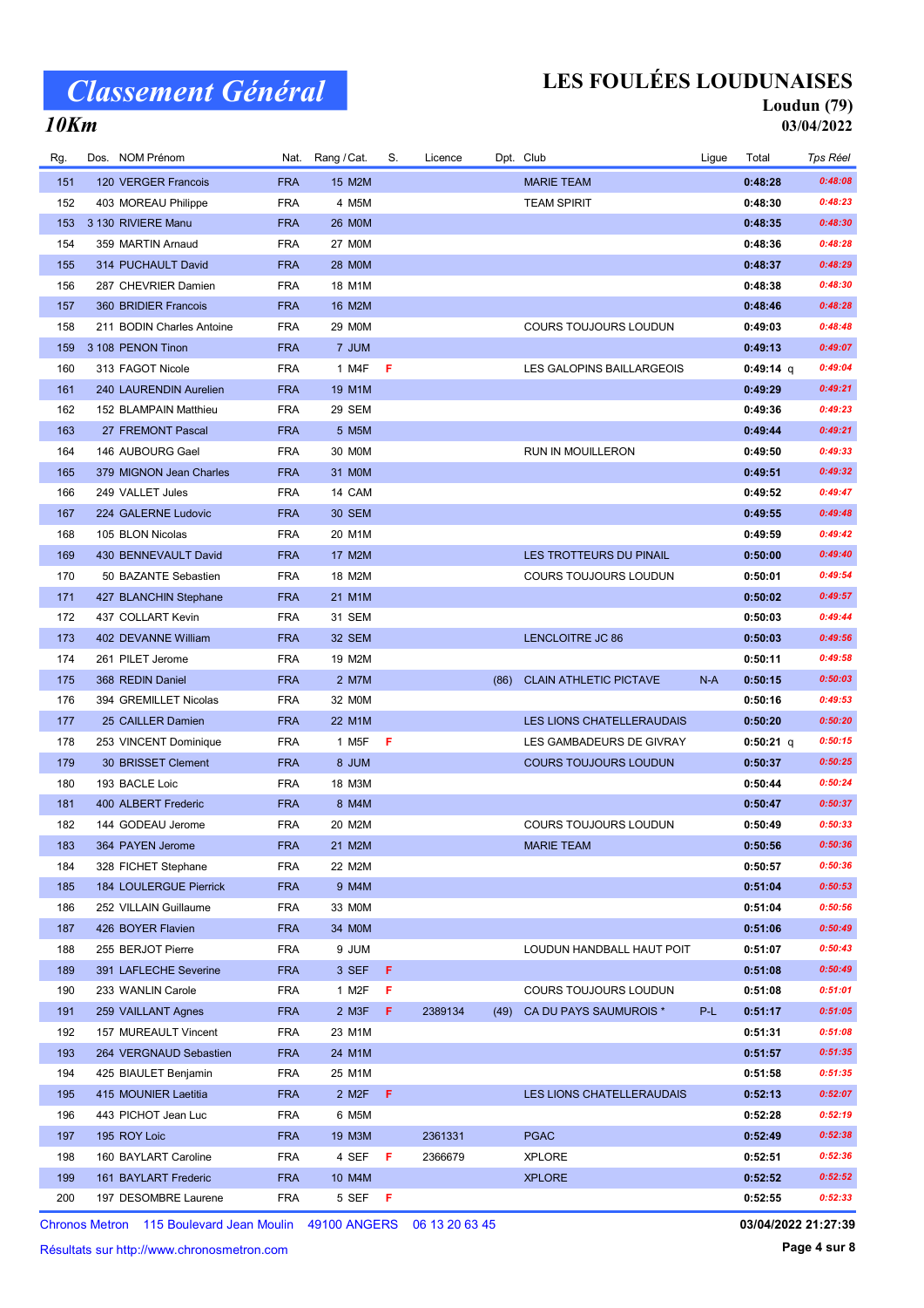# Classement Général

## 10Km

## LES FOULÉES LOUDUNAISES

**Loudun (79)**

**03/04/2022**

| Rg. | Dos. | NOM Prénom | Nat. | Rang / Cat. | S. | Licence | Dpt. | Club | Ligue | Total | Tps Réel |
|---|---|---|---|---|---|---|---|---|---|---|---|
| 151 | 120 | VERGER Francois | FRA | 15 M2M | | | | MARIE TEAM | | 0:48:28 | 0:48:08 |
| 152 | 403 | MOREAU Philippe | FRA | 4 M5M | | | | TEAM SPIRIT | | 0:48:30 | 0:48:23 |
| 153 | 3 130 | RIVIERE Manu | FRA | 26 M0M | | | | | | 0:48:35 | 0:48:30 |
| 154 | 359 | MARTIN Arnaud | FRA | 27 M0M | | | | | | 0:48:36 | 0:48:28 |
| 155 | 314 | PUCHAULT David | FRA | 28 M0M | | | | | | 0:48:37 | 0:48:29 |
| 156 | 287 | CHEVRIER Damien | FRA | 18 M1M | | | | | | 0:48:38 | 0:48:30 |
| 157 | 360 | BRIDIER Francois | FRA | 16 M2M | | | | | | 0:48:46 | 0:48:28 |
| 158 | 211 | BODIN Charles Antoine | FRA | 29 M0M | | | | COURS TOUJOURS LOUDUN | | 0:49:03 | 0:48:48 |
| 159 | 3 108 | PENON Tinon | FRA | 7 JUM | | | | | | 0:49:13 | 0:49:07 |
| 160 | 313 | FAGOT Nicole | FRA | 1 M4F | F | | | LES GALOPINS BAILLARGEOIS | | 0:49:14 q | 0:49:04 |
| 161 | 240 | LAURENDIN Aurelien | FRA | 19 M1M | | | | | | 0:49:29 | 0:49:21 |
| 162 | 152 | BLAMPAIN Matthieu | FRA | 29 SEM | | | | | | 0:49:36 | 0:49:23 |
| 163 | 27 | FREMONT Pascal | FRA | 5 M5M | | | | | | 0:49:44 | 0:49:21 |
| 164 | 146 | AUBOURG Gael | FRA | 30 M0M | | | | RUN IN MOUILLERON | | 0:49:50 | 0:49:33 |
| 165 | 379 | MIGNON Jean Charles | FRA | 31 M0M | | | | | | 0:49:51 | 0:49:32 |
| 166 | 249 | VALLET Jules | FRA | 14 CAM | | | | | | 0:49:52 | 0:49:47 |
| 167 | 224 | GALERNE Ludovic | FRA | 30 SEM | | | | | | 0:49:55 | 0:49:48 |
| 168 | 105 | BLON Nicolas | FRA | 20 M1M | | | | | | 0:49:59 | 0:49:42 |
| 169 | 430 | BENNEVAULT David | FRA | 17 M2M | | | | LES TROTTEURS DU PINAIL | | 0:50:00 | 0:49:40 |
| 170 | 50 | BAZANTE Sebastien | FRA | 18 M2M | | | | COURS TOUJOURS LOUDUN | | 0:50:01 | 0:49:54 |
| 171 | 427 | BLANCHIN Stephane | FRA | 21 M1M | | | | | | 0:50:02 | 0:49:57 |
| 172 | 437 | COLLART Kevin | FRA | 31 SEM | | | | | | 0:50:03 | 0:49:44 |
| 173 | 402 | DEVANNE William | FRA | 32 SEM | | | | LENCLOITRE JC 86 | | 0:50:03 | 0:49:56 |
| 174 | 261 | PILET Jerome | FRA | 19 M2M | | | | | | 0:50:11 | 0:49:58 |
| 175 | 368 | REDIN Daniel | FRA | 2 M7M | | | (86) | CLAIN ATHLETIC PICTAVE | N-A | 0:50:15 | 0:50:03 |
| 176 | 394 | GREMILLET Nicolas | FRA | 32 M0M | | | | | | 0:50:16 | 0:49:53 |
| 177 | 25 | CAILLER Damien | FRA | 22 M1M | | | | LES LIONS CHATELLERAUDAIS | | 0:50:20 | 0:50:20 |
| 178 | 253 | VINCENT Dominique | FRA | 1 M5F | F | | | LES GAMBADEURS DE GIVRAY | | 0:50:21 q | 0:50:15 |
| 179 | 30 | BRISSET Clement | FRA | 8 JUM | | | | COURS TOUJOURS LOUDUN | | 0:50:37 | 0:50:25 |
| 180 | 193 | BACLE Loic | FRA | 18 M3M | | | | | | 0:50:44 | 0:50:24 |
| 181 | 400 | ALBERT Frederic | FRA | 8 M4M | | | | | | 0:50:47 | 0:50:37 |
| 182 | 144 | GODEAU Jerome | FRA | 20 M2M | | | | COURS TOUJOURS LOUDUN | | 0:50:49 | 0:50:33 |
| 183 | 364 | PAYEN Jerome | FRA | 21 M2M | | | | MARIE TEAM | | 0:50:56 | 0:50:36 |
| 184 | 328 | FICHET Stephane | FRA | 22 M2M | | | | | | 0:50:57 | 0:50:36 |
| 185 | 184 | LOULERGUE Pierrick | FRA | 9 M4M | | | | | | 0:51:04 | 0:50:53 |
| 186 | 252 | VILLAIN Guillaume | FRA | 33 M0M | | | | | | 0:51:04 | 0:50:56 |
| 187 | 426 | BOYER Flavien | FRA | 34 M0M | | | | | | 0:51:06 | 0:50:49 |
| 188 | 255 | BERJOT Pierre | FRA | 9 JUM | | | | LOUDUN HANDBALL HAUT POIT | | 0:51:07 | 0:50:43 |
| 189 | 391 | LAFLECHE Severine | FRA | 3 SEF | F | | | | | 0:51:08 | 0:50:49 |
| 190 | 233 | WANLIN Carole | FRA | 1 M2F | F | | | COURS TOUJOURS LOUDUN | | 0:51:08 | 0:51:01 |
| 191 | 259 | VAILLANT Agnes | FRA | 2 M3F | F | 2389134 | (49) | CA DU PAYS SAUMUROIS * | P-L | 0:51:17 | 0:51:05 |
| 192 | 157 | MUREAULT Vincent | FRA | 23 M1M | | | | | | 0:51:31 | 0:51:08 |
| 193 | 264 | VERGNAUD Sebastien | FRA | 24 M1M | | | | | | 0:51:57 | 0:51:35 |
| 194 | 425 | BIAULET Benjamin | FRA | 25 M1M | | | | | | 0:51:58 | 0:51:35 |
| 195 | 415 | MOUNIER Laetitia | FRA | 2 M2F | F | | | LES LIONS CHATELLERAUDAIS | | 0:52:13 | 0:52:07 |
| 196 | 443 | PICHOT Jean Luc | FRA | 6 M5M | | | | | | 0:52:28 | 0:52:19 |
| 197 | 195 | ROY Loic | FRA | 19 M3M | | 2361331 | | PGAC | | 0:52:49 | 0:52:38 |
| 198 | 160 | BAYLART Caroline | FRA | 4 SEF | F | 2366679 | | XPLORE | | 0:52:51 | 0:52:36 |
| 199 | 161 | BAYLART Frederic | FRA | 10 M4M | | | | XPLORE | | 0:52:52 | 0:52:52 |
| 200 | 197 | DESOMBRE Laurene | FRA | 5 SEF | F | | | | | 0:52:55 | 0:52:33 |

Chronos Metron 115 Boulevard Jean Moulin 49100 ANGERS 06 13 20 63 45

Résultats sur http://www.chronosmetron.com

03/04/2022 21:27:39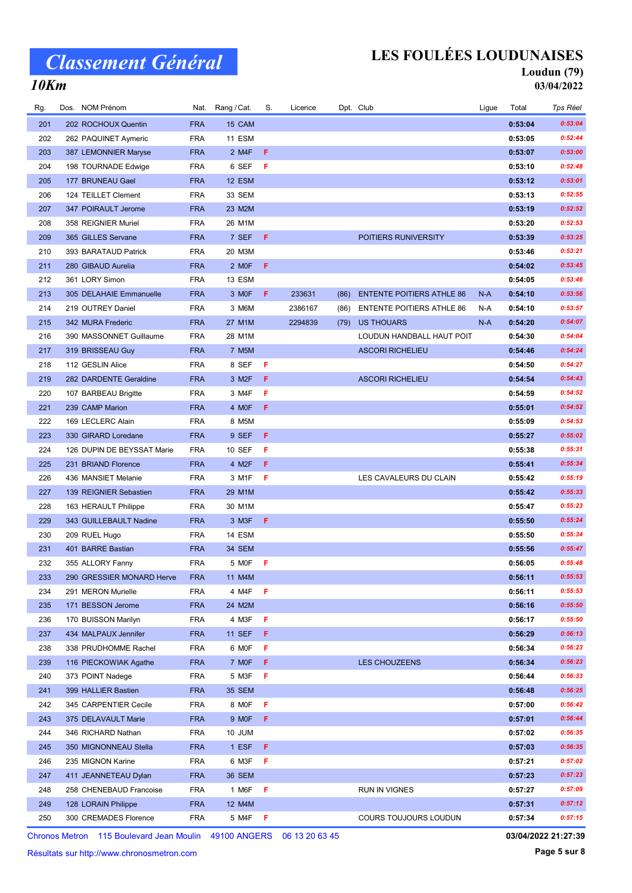# Classement Général

## 10Km

**LES FOULÉES LOUDUNAISES**
**Loudun (79)**
**03/04/2022**

| Rg. | Dos. | NOM Prénom | Nat. | Rang / Cat. | S. | Licence | Dpt. | Club | Ligue | Total | Tps Réel |
|---|---|---|---|---|---|---|---|---|---|---|---|
| 201 | 202 | ROCHOUX Quentin | FRA | 15 CAM | | | | | | 0:53:04 | 0:53:04 |
| 202 | 262 | PAQUINET Aymeric | FRA | 11 ESM | | | | | | 0:53:05 | 0:52:44 |
| 203 | 387 | LEMONNIER Maryse | FRA | 2 M4F | F | | | | | 0:53:07 | 0:53:00 |
| 204 | 198 | TOURNADE Edwige | FRA | 6 SEF | F | | | | | 0:53:10 | 0:52:48 |
| 205 | 177 | BRUNEAU Gael | FRA | 12 ESM | | | | | | 0:53:12 | 0:53:01 |
| 206 | 124 | TEILLET Clement | FRA | 33 SEM | | | | | | 0:53:13 | 0:52:55 |
| 207 | 347 | POIRAULT Jerome | FRA | 23 M2M | | | | | | 0:53:19 | 0:52:52 |
| 208 | 358 | REIGNIER Muriel | FRA | 26 M1M | | | | | | 0:53:20 | 0:52:53 |
| 209 | 365 | GILLES Servane | FRA | 7 SEF | F | | | POITIERS RUNIVERSITY | | 0:53:39 | 0:53:25 |
| 210 | 393 | BARATAUD Patrick | FRA | 20 M3M | | | | | | 0:53:46 | 0:53:21 |
| 211 | 280 | GIBAUD Aurelia | FRA | 2 M0F | F | | | | | 0:54:02 | 0:53:45 |
| 212 | 361 | LORY Simon | FRA | 13 ESM | | | | | | 0:54:05 | 0:53:46 |
| 213 | 305 | DELAHAIE Emmanuelle | FRA | 3 M0F | F | 233631 | (86) | ENTENTE POITIERS ATHLE 86 | N-A | 0:54:10 | 0:53:56 |
| 214 | 219 | OUTREY Daniel | FRA | 3 M6M | | 2386167 | (86) | ENTENTE POITIERS ATHLE 86 | N-A | 0:54:10 | 0:53:57 |
| 215 | 342 | MURA Frederic | FRA | 27 M1M | | 2294839 | (79) | US THOUARS | N-A | 0:54:20 | 0:54:07 |
| 216 | 390 | MASSONNET Guillaume | FRA | 28 M1M | | | | LOUDUN HANDBALL HAUT POIT | | 0:54:30 | 0:54:04 |
| 217 | 319 | BRISSEAU Guy | FRA | 7 M5M | | | | ASCORI RICHELIEU | | 0:54:46 | 0:54:24 |
| 218 | 112 | GESLIN Alice | FRA | 8 SEF | F | | | | | 0:54:50 | 0:54:27 |
| 219 | 282 | DARDENTE Geraldine | FRA | 3 M2F | F | | | ASCORI RICHELIEU | | 0:54:54 | 0:54:43 |
| 220 | 107 | BARBEAU Brigitte | FRA | 3 M4F | F | | | | | 0:54:59 | 0:54:52 |
| 221 | 239 | CAMP Marion | FRA | 4 M0F | F | | | | | 0:55:01 | 0:54:52 |
| 222 | 169 | LECLERC Alain | FRA | 8 M5M | | | | | | 0:55:09 | 0:54:53 |
| 223 | 330 | GIRARD Loredane | FRA | 9 SEF | F | | | | | 0:55:27 | 0:55:02 |
| 224 | 126 | DUPIN DE BEYSSAT Marie | FRA | 10 SEF | F | | | | | 0:55:38 | 0:55:31 |
| 225 | 231 | BRIAND Florence | FRA | 4 M2F | F | | | | | 0:55:41 | 0:55:34 |
| 226 | 436 | MANSIET Melanie | FRA | 3 M1F | F | | | LES CAVALEURS DU CLAIN | | 0:55:42 | 0:55:19 |
| 227 | 139 | REIGNIER Sebastien | FRA | 29 M1M | | | | | | 0:55:42 | 0:55:33 |
| 228 | 163 | HERAULT Philippe | FRA | 30 M1M | | | | | | 0:55:47 | 0:55:23 |
| 229 | 343 | GUILLEBAULT Nadine | FRA | 3 M3F | F | | | | | 0:55:50 | 0:55:24 |
| 230 | 209 | RUEL Hugo | FRA | 14 ESM | | | | | | 0:55:50 | 0:55:34 |
| 231 | 401 | BARRE Bastian | FRA | 34 SEM | | | | | | 0:55:56 | 0:55:47 |
| 232 | 355 | ALLORY Fanny | FRA | 5 M0F | F | | | | | 0:56:05 | 0:55:48 |
| 233 | 290 | GRESSIER MONARD Herve | FRA | 11 M4M | | | | | | 0:56:11 | 0:55:53 |
| 234 | 291 | MERON Murielle | FRA | 4 M4F | F | | | | | 0:56:11 | 0:55:53 |
| 235 | 171 | BESSON Jerome | FRA | 24 M2M | | | | | | 0:56:16 | 0:55:50 |
| 236 | 170 | BUISSON Marilyn | FRA | 4 M3F | F | | | | | 0:56:17 | 0:55:50 |
| 237 | 434 | MALPAUX Jennifer | FRA | 11 SEF | F | | | | | 0:56:29 | 0:56:13 |
| 238 | 338 | PRUDHOMME Rachel | FRA | 6 M0F | F | | | | | 0:56:34 | 0:56:23 |
| 239 | 116 | PIECKOWIAK Agathe | FRA | 7 M0F | F | | | LES CHOUZEENS | | 0:56:34 | 0:56:23 |
| 240 | 373 | POINT Nadege | FRA | 5 M3F | F | | | | | 0:56:44 | 0:56:33 |
| 241 | 399 | HALLIER Bastien | FRA | 35 SEM | | | | | | 0:56:48 | 0:56:25 |
| 242 | 345 | CARPENTIER Cecile | FRA | 8 M0F | F | | | | | 0:57:00 | 0:56:42 |
| 243 | 375 | DELAVAULT Marie | FRA | 9 M0F | F | | | | | 0:57:01 | 0:56:44 |
| 244 | 346 | RICHARD Nathan | FRA | 10 JUM | | | | | | 0:57:02 | 0:56:35 |
| 245 | 350 | MIGNONNEAU Stella | FRA | 1 ESF | F | | | | | 0:57:03 | 0:56:35 |
| 246 | 235 | MIGNON Karine | FRA | 6 M3F | F | | | | | 0:57:21 | 0:57:02 |
| 247 | 411 | JEANNETEAU Dylan | FRA | 36 SEM | | | | | | 0:57:23 | 0:57:23 |
| 248 | 258 | CHENEBAUD Francoise | FRA | 1 M6F | F | | | RUN IN VIGNES | | 0:57:27 | 0:57:09 |
| 249 | 128 | LORAIN Philippe | FRA | 12 M4M | | | | | | 0:57:31 | 0:57:12 |
| 250 | 300 | CREMADES Florence | FRA | 5 M4F | F | | | COURS TOUJOURS LOUDUN | | 0:57:34 | 0:57:15 |

Chronos Metron 115 Boulevard Jean Moulin 49100 ANGERS 06 13 20 63 45 — 03/04/2022 21:27:39

Résultats sur http://www.chronosmetron.com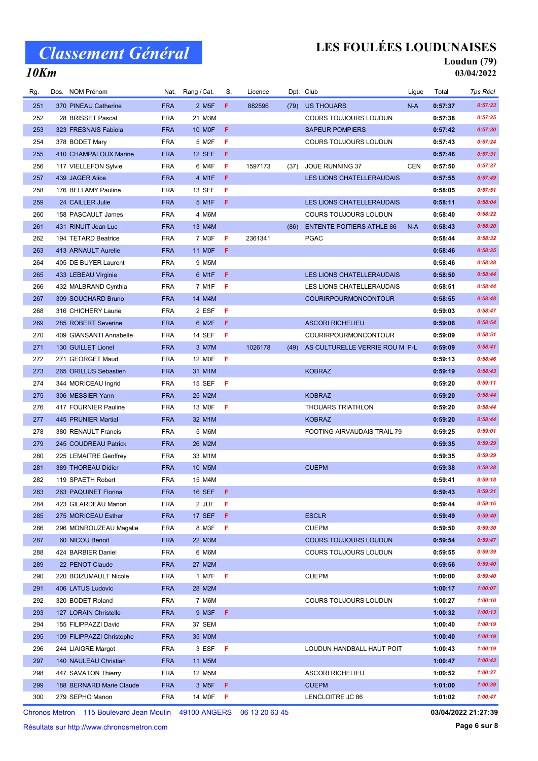# Classement Général

## 10Km

# LES FOULÉES LOUDUNAISES

**Loudun (79)**

**03/04/2022**

| Rg. | Dos. | NOM Prénom | Nat. | Rang / Cat. | S. | Licence | Dpt. | Club | Ligue | Total | Tps Réel |
|---|---|---|---|---|---|---|---|---|---|---|---|
| 251 | 370 | PINEAU Catherine | FRA | 2 M5F | F | 882596 | (79) | US THOUARS | N-A | 0:57:37 | 0:57:23 |
| 252 | 28 | BRISSET Pascal | FRA | 21 M3M | | | | COURS TOUJOURS LOUDUN | | 0:57:38 | 0:57:25 |
| 253 | 323 | FRESNAIS Fabiola | FRA | 10 M0F | F | | | SAPEUR POMPIERS | | 0:57:42 | 0:57:30 |
| 254 | 378 | BODET Mary | FRA | 5 M2F | F | | | COURS TOUJOURS LOUDUN | | 0:57:43 | 0:57:24 |
| 255 | 410 | CHAMPALOUX Marine | FRA | 12 SEF | F | | | | | 0:57:46 | 0:57:31 |
| 256 | 117 | VIELLEFON Sylvie | FRA | 6 M4F | F | 1597173 | (37) | JOUE RUNNING 37 | CEN | 0:57:50 | 0:57:37 |
| 257 | 439 | JAGER Alice | FRA | 4 M1F | F | | | LES LIONS CHATELLERAUDAIS | | 0:57:55 | 0:57:49 |
| 258 | 176 | BELLAMY Pauline | FRA | 13 SEF | F | | | | | 0:58:05 | 0:57:51 |
| 259 | 24 | CAILLER Julie | FRA | 5 M1F | F | | | LES LIONS CHATELLERAUDAIS | | 0:58:11 | 0:58:04 |
| 260 | 158 | PASCAULT James | FRA | 4 M6M | | | | COURS TOUJOURS LOUDUN | | 0:58:40 | 0:58:22 |
| 261 | 431 | RINUIT Jean Luc | FRA | 13 M4M | | | (86) | ENTENTE POITIERS ATHLE 86 | N-A | 0:58:43 | 0:58:20 |
| 262 | 194 | TETARD Beatrice | FRA | 7 M3F | F | 2361341 | | PGAC | | 0:58:44 | 0:58:32 |
| 263 | 413 | ARNAULT Aurelie | FRA | 11 M0F | F | | | | | 0:58:46 | 0:58:35 |
| 264 | 405 | DE BUYER Laurent | FRA | 9 M5M | | | | | | 0:58:46 | 0:58:38 |
| 265 | 433 | LEBEAU Virginie | FRA | 6 M1F | F | | | LES LIONS CHATELLERAUDAIS | | 0:58:50 | 0:58:44 |
| 266 | 432 | MALBRAND Cynthia | FRA | 7 M1F | F | | | LES LIONS CHATELLERAUDAIS | | 0:58:51 | 0:58:44 |
| 267 | 309 | SOUCHARD Bruno | FRA | 14 M4M | | | | COURIRPOURMONCONTOUR | | 0:58:55 | 0:58:48 |
| 268 | 316 | CHICHERY Laurie | FRA | 2 ESF | F | | | | | 0:59:03 | 0:58:47 |
| 269 | 285 | ROBERT Severine | FRA | 6 M2F | F | | | ASCORI RICHELIEU | | 0:59:06 | 0:58:54 |
| 270 | 409 | GIANSANTI Annabelle | FRA | 14 SEF | F | | | COURIRPOURMONCONTOUR | | 0:59:09 | 0:58:51 |
| 271 | 130 | GUILLET Lionel | FRA | 3 M7M | | 1026178 | (49) | AS CULTURELLE VERRIE ROU M | P-L | 0:59:09 | 0:58:41 |
| 272 | 271 | GEORGET Maud | FRA | 12 M0F | F | | | | | 0:59:13 | 0:58:46 |
| 273 | 265 | ORILLUS Sebastien | FRA | 31 M1M | | | | KOBRAZ | | 0:59:19 | 0:58:43 |
| 274 | 344 | MORICEAU Ingrid | FRA | 15 SEF | F | | | | | 0:59:20 | 0:59:11 |
| 275 | 306 | MESSIER Yann | FRA | 25 M2M | | | | KOBRAZ | | 0:59:20 | 0:58:44 |
| 276 | 417 | FOURNIER Pauline | FRA | 13 M0F | F | | | THOUARS TRIATHLON | | 0:59:20 | 0:58:44 |
| 277 | 445 | PRUNIER Martial | FRA | 32 M1M | | | | KOBRAZ | | 0:59:20 | 0:58:44 |
| 278 | 380 | RENAULT Francis | FRA | 5 M6M | | | | FOOTING AIRVAUDAIS TRAIL 79 | | 0:59:25 | 0:59:01 |
| 279 | 245 | COUDREAU Patrick | FRA | 26 M2M | | | | | | 0:59:35 | 0:59:29 |
| 280 | 225 | LEMAITRE Geoffrey | FRA | 33 M1M | | | | | | 0:59:35 | 0:59:29 |
| 281 | 389 | THOREAU Didier | FRA | 10 M5M | | | | CUEPM | | 0:59:38 | 0:59:38 |
| 282 | 119 | SPAETH Robert | FRA | 15 M4M | | | | | | 0:59:41 | 0:59:18 |
| 283 | 263 | PAQUINET Florina | FRA | 16 SEF | F | | | | | 0:59:43 | 0:59:21 |
| 284 | 423 | GILARDEAU Manon | FRA | 2 JUF | F | | | | | 0:59:44 | 0:59:16 |
| 285 | 275 | MORICEAU Esther | FRA | 17 SEF | F | | | ESCLR | | 0:59:49 | 0:59:40 |
| 286 | 296 | MONROUZEAU Magalie | FRA | 8 M3F | F | | | CUEPM | | 0:59:50 | 0:59:30 |
| 287 | 60 | NICOU Benoit | FRA | 22 M3M | | | | COURS TOUJOURS LOUDUN | | 0:59:54 | 0:59:47 |
| 288 | 424 | BARBIER Daniel | FRA | 6 M6M | | | | COURS TOUJOURS LOUDUN | | 0:59:55 | 0:59:39 |
| 289 | 22 | PENOT Claude | FRA | 27 M2M | | | | | | 0:59:56 | 0:59:40 |
| 290 | 220 | BOIZUMAULT Nicole | FRA | 1 M7F | F | | | CUEPM | | 1:00:00 | 0:59:40 |
| 291 | 406 | LATUS Ludovic | FRA | 28 M2M | | | | | | 1:00:17 | 1:00:07 |
| 292 | 320 | BODET Roland | FRA | 7 M6M | | | | COURS TOUJOURS LOUDUN | | 1:00:27 | 1:00:10 |
| 293 | 127 | LORAIN Christelle | FRA | 9 M3F | F | | | | | 1:00:32 | 1:00:13 |
| 294 | 155 | FILIPPAZZI David | FRA | 37 SEM | | | | | | 1:00:40 | 1:00:19 |
| 295 | 109 | FILIPPAZZI Christophe | FRA | 35 M0M | | | | | | 1:00:40 | 1:00:19 |
| 296 | 244 | LIAIGRE Margot | FRA | 3 ESF | F | | | LOUDUN HANDBALL HAUT POIT | | 1:00:43 | 1:00:19 |
| 297 | 140 | NAULEAU Christian | FRA | 11 M5M | | | | | | 1:00:47 | 1:00:43 |
| 298 | 447 | SAVATON Thierry | FRA | 12 M5M | | | | ASCORI RICHELIEU | | 1:00:52 | 1:00:27 |
| 299 | 188 | BERNARD Marie Claude | FRA | 3 M5F | F | | | CUEPM | | 1:01:00 | 1:00:39 |
| 300 | 279 | SEPHO Manon | FRA | 14 M0F | F | | | LENCLOITRE JC 86 | | 1:01:02 | 1:00:47 |

Chronos Metron 115 Boulevard Jean Moulin 49100 ANGERS 06 13 20 63 45

Résultats sur http://www.chronosmetron.com

03/04/2022 21:27:39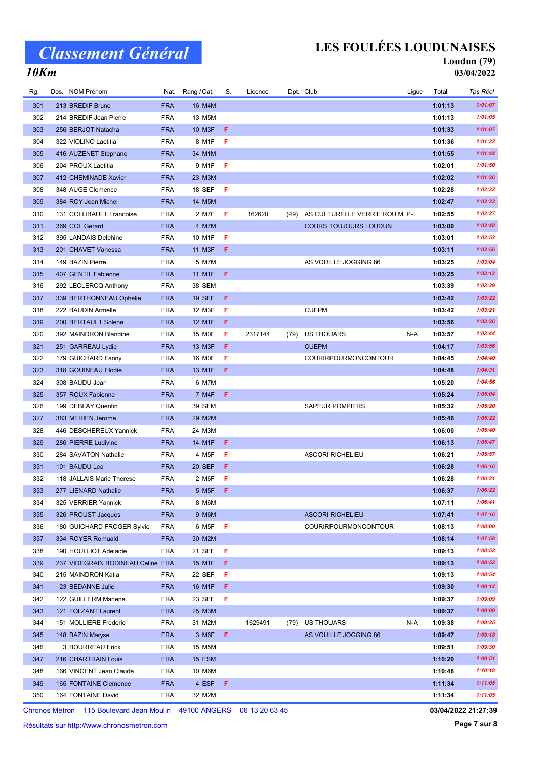# Classement Général

## 10Km

# LES FOULÉES LOUDUNAISES

**Loudun (79)**

**03/04/2022**

| Rg. | Dos. | NOM Prénom | Nat. | Rang / Cat. | S. | Licence | Dpt. | Club | Ligue | Total | Tps Réel |
|---|---|---|---|---|---|---|---|---|---|---|---|
| 301 | 213 | BREDIF Bruno | FRA | 16 M4M | | | | | | 1:01:13 | 1:01:07 |
| 302 | 214 | BREDIF Jean Pierre | FRA | 13 M5M | | | | | | 1:01:13 | 1:01:05 |
| 303 | 256 | BERJOT Natacha | FRA | 10 M3F | F | | | | | 1:01:33 | 1:01:07 |
| 304 | 322 | VIOLINO Laetitia | FRA | 8 M1F | F | | | | | 1:01:36 | 1:01:22 |
| 305 | 416 | AUZENET Stephane | FRA | 34 M1M | | | | | | 1:01:55 | 1:01:44 |
| 306 | 204 | PROUX Laetitia | FRA | 9 M1F | F | | | | | 1:02:01 | 1:01:50 |
| 307 | 412 | CHEMINADE Xavier | FRA | 23 M3M | | | | | | 1:02:02 | 1:01:36 |
| 308 | 348 | AUGE Clemence | FRA | 18 SEF | F | | | | | 1:02:28 | 1:02:23 |
| 309 | 384 | ROY Jean Michel | FRA | 14 M5M | | | | | | 1:02:47 | 1:02:23 |
| 310 | 131 | COLLIBAULT Francoise | FRA | 2 M7F | F | 162620 | (49) | AS CULTURELLE VERRIE ROU M | P-L | 1:02:55 | 1:02:27 |
| 311 | 369 | COL Gerard | FRA | 4 M7M | | | | COURS TOUJOURS LOUDUN | | 1:03:00 | 1:02:48 |
| 312 | 395 | LANDAIS Delphine | FRA | 10 M1F | F | | | | | 1:03:01 | 1:02:52 |
| 313 | 201 | CHAVET Vanessa | FRA | 11 M3F | F | | | | | 1:03:11 | 1:02:56 |
| 314 | 149 | BAZIN Pierre | FRA | 5 M7M | | | | AS VOUILLE JOGGING 86 | | 1:03:25 | 1:03:04 |
| 315 | 407 | GENTIL Fabienne | FRA | 11 M1F | F | | | | | 1:03:25 | 1:03:12 |
| 316 | 292 | LECLERCQ Anthony | FRA | 38 SEM | | | | | | 1:03:39 | 1:03:29 |
| 317 | 339 | BERTHONNEAU Ophelie | FRA | 19 SEF | F | | | | | 1:03:42 | 1:03:22 |
| 318 | 222 | BAUDIN Armelle | FRA | 12 M3F | F | | | CUEPM | | 1:03:42 | 1:03:21 |
| 319 | 200 | BERTAULT Solene | FRA | 12 M1F | F | | | | | 1:03:56 | 1:03:36 |
| 320 | 392 | MAINDRON Blandine | FRA | 15 M0F | F | 2317144 | (79) | US THOUARS | N-A | 1:03:57 | 1:03:44 |
| 321 | 251 | GARREAU Lydie | FRA | 13 M3F | F | | | CUEPM | | 1:04:17 | 1:03:56 |
| 322 | 179 | GUICHARD Fanny | FRA | 16 M0F | F | | | COURIRPOURMONCONTOUR | | 1:04:45 | 1:04:40 |
| 323 | 318 | GOUINEAU Elodie | FRA | 13 M1F | F | | | | | 1:04:48 | 1:04:31 |
| 324 | 308 | BAUDU Jean | FRA | 6 M7M | | | | | | 1:05:20 | 1:04:56 |
| 325 | 357 | ROUX Fabienne | FRA | 7 M4F | F | | | | | 1:05:24 | 1:05:04 |
| 326 | 199 | DEBLAY Quentin | FRA | 39 SEM | | | | SAPEUR POMPIERS | | 1:05:32 | 1:05:20 |
| 327 | 383 | MERIEN Jerome | FRA | 29 M2M | | | | | | 1:05:46 | 1:05:22 |
| 328 | 446 | DESCHEREUX Yannick | FRA | 24 M3M | | | | | | 1:06:00 | 1:05:40 |
| 329 | 286 | PIERRE Ludivine | FRA | 14 M1F | F | | | | | 1:06:13 | 1:05:47 |
| 330 | 284 | SAVATON Nathalie | FRA | 4 M5F | F | | | ASCORI RICHELIEU | | 1:06:21 | 1:05:57 |
| 331 | 101 | BAUDU Lea | FRA | 20 SEF | F | | | | | 1:06:28 | 1:06:16 |
| 332 | 118 | JALLAIS Marie Therese | FRA | 2 M6F | F | | | | | 1:06:28 | 1:06:21 |
| 333 | 277 | LIENARD Nathalie | FRA | 5 M5F | F | | | | | 1:06:37 | 1:06:22 |
| 334 | 325 | VERRIER Yannick | FRA | 8 M6M | | | | | | 1:07:11 | 1:06:41 |
| 335 | 326 | PROUST Jacques | FRA | 9 M6M | | | | ASCORI RICHELIEU | | 1:07:41 | 1:07:16 |
| 336 | 180 | GUICHARD FROGER Sylvie | FRA | 6 M5F | F | | | COURIRPOURMONCONTOUR | | 1:08:13 | 1:08:09 |
| 337 | 334 | ROYER Romuald | FRA | 30 M2M | | | | | | 1:08:14 | 1:07:58 |
| 338 | 190 | HOULLIOT Adelaide | FRA | 21 SEF | F | | | | | 1:09:13 | 1:08:53 |
| 339 | 237 | VIDEGRAIN BODINEAU Celine | FRA | 15 M1F | F | | | | | 1:09:13 | 1:08:53 |
| 340 | 215 | MAINDRON Katia | FRA | 22 SEF | F | | | | | 1:09:13 | 1:08:54 |
| 341 | 23 | BEDANNE Julie | FRA | 16 M1F | F | | | | | 1:09:30 | 1:09:14 |
| 342 | 122 | GUILLERM Marlene | FRA | 23 SEF | F | | | | | 1:09:37 | 1:09:09 |
| 343 | 121 | FOLZANT Laurent | FRA | 25 M3M | | | | | | 1:09:37 | 1:09:09 |
| 344 | 151 | MOLLIERE Frederic | FRA | 31 M2M | | 1629491 | (79) | US THOUARS | N-A | 1:09:38 | 1:09:25 |
| 345 | 148 | BAZIN Maryse | FRA | 3 M6F | F | | | AS VOUILLE JOGGING 86 | | 1:09:47 | 1:09:18 |
| 346 | 3 | BOURREAU Erick | FRA | 15 M5M | | | | | | 1:09:51 | 1:09:30 |
| 347 | 216 | CHARTRAIN Louis | FRA | 15 ESM | | | | | | 1:10:20 | 1:09:51 |
| 348 | 166 | VINCENT Jean Claude | FRA | 10 M6M | | | | | | 1:10:48 | 1:10:18 |
| 349 | 165 | FONTAINE Clemence | FRA | 4 ESF | F | | | | | 1:11:34 | 1:11:05 |
| 350 | 164 | FONTAINE David | FRA | 32 M2M | | | | | | 1:11:34 | 1:11:05 |

Chronos Metron 115 Boulevard Jean Moulin 49100 ANGERS 06 13 20 63 45

Résultats sur http://www.chronosmetron.com

03/04/2022 21:27:39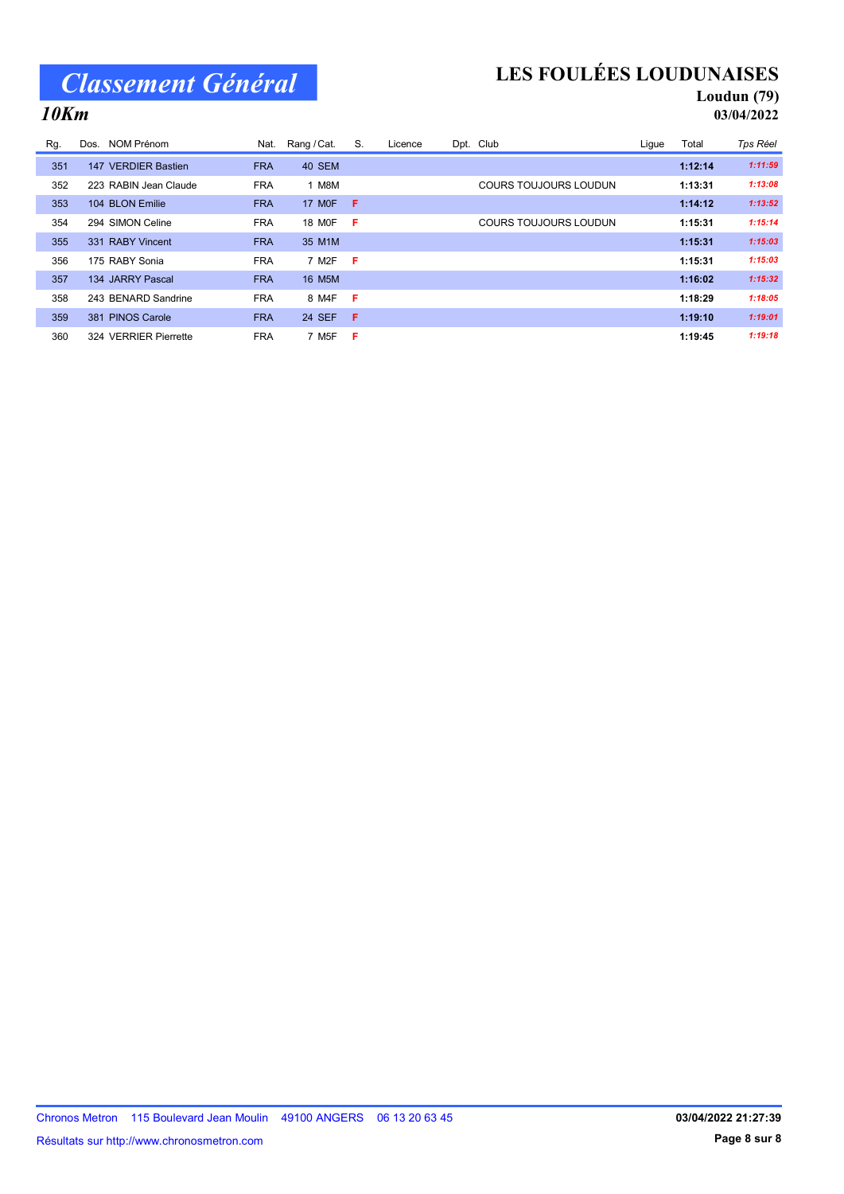# Classement Général

## 10Km

## LES FOULÉES LOUDUNAISES

**Loudun (79)**

**03/04/2022**

| Rg. | Dos. | NOM Prénom | Nat. | Rang / Cat. | S. | Licence | Dpt. | Club | Ligue | Total | Tps Réel |
|---|---|---|---|---|---|---|---|---|---|---|---|
| 351 | 147 | VERDIER Bastien | FRA | 40 SEM | | | | | | **1:12:14** | *1:11:59* |
| 352 | 223 | RABIN Jean Claude | FRA | 1 M8M | | | | COURS TOUJOURS LOUDUN | | **1:13:31** | *1:13:08* |
| 353 | 104 | BLON Emilie | FRA | 17 M0F | F | | | | | **1:14:12** | *1:13:52* |
| 354 | 294 | SIMON Celine | FRA | 18 M0F | F | | | COURS TOUJOURS LOUDUN | | **1:15:31** | *1:15:14* |
| 355 | 331 | RABY Vincent | FRA | 35 M1M | | | | | | **1:15:31** | *1:15:03* |
| 356 | 175 | RABY Sonia | FRA | 7 M2F | F | | | | | **1:15:31** | *1:15:03* |
| 357 | 134 | JARRY Pascal | FRA | 16 M5M | | | | | | **1:16:02** | *1:15:32* |
| 358 | 243 | BENARD Sandrine | FRA | 8 M4F | F | | | | | **1:18:29** | *1:18:05* |
| 359 | 381 | PINOS Carole | FRA | 24 SEF | F | | | | | **1:19:10** | *1:19:01* |
| 360 | 324 | VERRIER Pierrette | FRA | 7 M5F | F | | | | | **1:19:45** | *1:19:18* |

Chronos Metron 115 Boulevard Jean Moulin 49100 ANGERS 06 13 20 63 45

Résultats sur http://www.chronosmetron.com

**03/04/2022 21:27:39**